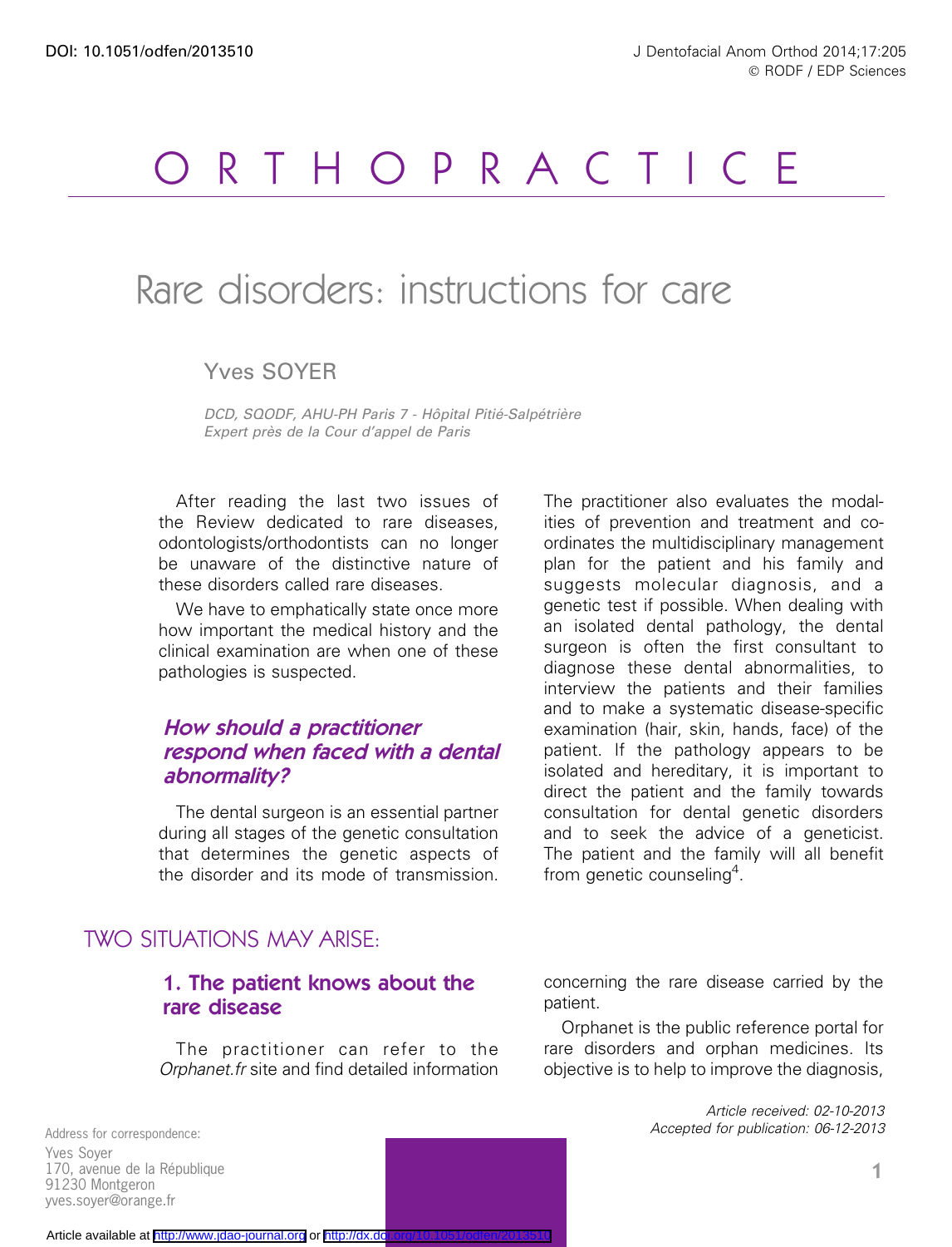# ORTHOPRACTICE

## Rare disorders: instructions for care

Yves SOYER

*DCD, SQODF, AHU-PH Paris 7 - Hôpital Pitié-Salpétrière*
*Expert près de la Cour d'appel de Paris*

After reading the last two issues of the Review dedicated to rare diseases, odontologists/orthodontists can no longer be unaware of the distinctive nature of these disorders called rare diseases.

We have to emphatically state once more how important the medical history and the clinical examination are when one of these pathologies is suspected.

### *How should a practitioner respond when faced with a dental abnormality?*

The dental surgeon is an essential partner during all stages of the genetic consultation that determines the genetic aspects of the disorder and its mode of transmission. The practitioner also evaluates the modalities of prevention and treatment and coordinates the multidisciplinary management plan for the patient and his family and suggests molecular diagnosis, and a genetic test if possible. When dealing with an isolated dental pathology, the dental surgeon is often the first consultant to diagnose these dental abnormalities, to interview the patients and their families and to make a systematic disease-specific examination (hair, skin, hands, face) of the patient. If the pathology appears to be isolated and hereditary, it is important to direct the patient and the family towards consultation for dental genetic disorders and to seek the advice of a geneticist. The patient and the family will all benefit from genetic counseling[4].

## TWO SITUATIONS MAY ARISE:

### 1. The patient knows about the rare disease

The practitioner can refer to the *Orphanet.fr* site and find detailed information concerning the rare disease carried by the patient.

Orphanet is the public reference portal for rare disorders and orphan medicines. Its objective is to help to improve the diagnosis,

*Article received: 02-10-2013*
*Accepted for publication: 06-12-2013*

Address for correspondence:
Yves Soyer
170, avenue de la République
91230 Montgeron
yves.soyer@orange.fr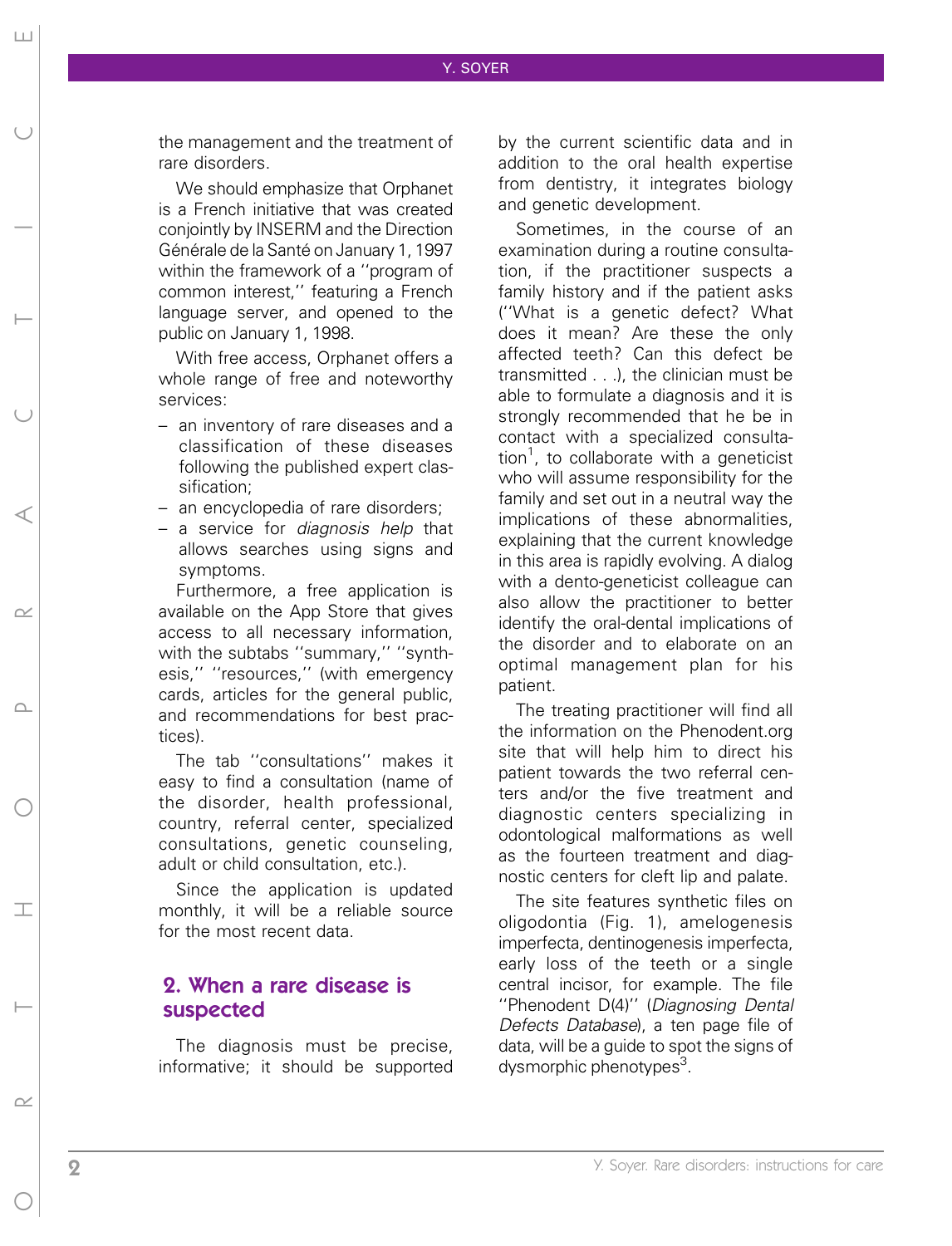the management and the treatment of rare disorders.

We should emphasize that Orphanet is a French initiative that was created conjointly by INSERM and the Direction Générale de la Santé on January 1, 1997 within the framework of a ''program of common interest,'' featuring a French language server, and opened to the public on January 1, 1998.

With free access, Orphanet offers a whole range of free and noteworthy services:

- an inventory of rare diseases and a classification of these diseases following the published expert classification;
- an encyclopedia of rare disorders;
- a service for *diagnosis help* that allows searches using signs and symptoms.

Furthermore, a free application is available on the App Store that gives access to all necessary information, with the subtabs ''summary,'' ''synthesis,'' ''resources,'' (with emergency cards, articles for the general public, and recommendations for best practices).

The tab ''consultations'' makes it easy to find a consultation (name of the disorder, health professional, country, referral center, specialized consultations, genetic counseling, adult or child consultation, etc.).

Since the application is updated monthly, it will be a reliable source for the most recent data.

## 2. When a rare disease is suspected

The diagnosis must be precise, informative; it should be supported by the current scientific data and in addition to the oral health expertise from dentistry, it integrates biology and genetic development.

Sometimes, in the course of an examination during a routine consultation, if the practitioner suspects a family history and if the patient asks (''What is a genetic defect? What does it mean? Are these the only affected teeth? Can this defect be transmitted . . .), the clinician must be able to formulate a diagnosis and it is strongly recommended that he be in contact with a specialized consultation[1], to collaborate with a geneticist who will assume responsibility for the family and set out in a neutral way the implications of these abnormalities, explaining that the current knowledge in this area is rapidly evolving. A dialog with a dento-geneticist colleague can also allow the practitioner to better identify the oral-dental implications of the disorder and to elaborate on an optimal management plan for his patient.

The treating practitioner will find all the information on the Phenodent.org site that will help him to direct his patient towards the two referral centers and/or the five treatment and diagnostic centers specializing in odontological malformations as well as the fourteen treatment and diagnostic centers for cleft lip and palate.

The site features synthetic files on oligodontia (Fig. 1), amelogenesis imperfecta, dentinogenesis imperfecta, early loss of the teeth or a single central incisor, for example. The file ''Phenodent D(4)'' (*Diagnosing Dental Defects Database*), a ten page file of data, will be a guide to spot the signs of dysmorphic phenotypes[3].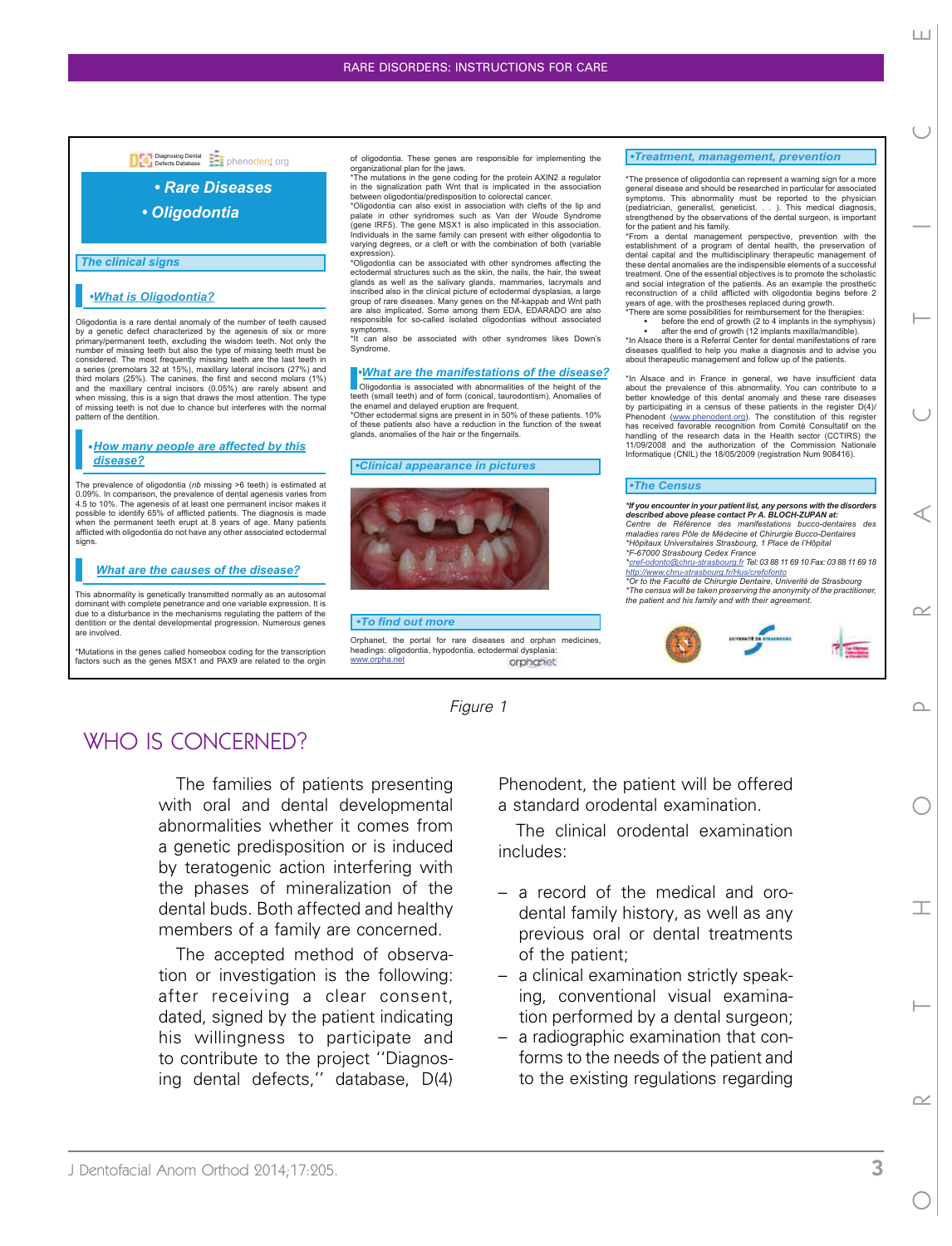# Rare Diseases

# Oligodontia

## The clinical signs

### What is Oligodontia?

Oligodontia is a rare dental anomaly of the number of teeth caused by a genetic defect characterized by the agenesis of six or more primary/permanent teeth, excluding the wisdom teeth. Not only the number of missing teeth but also the type of missing teeth must be considered. The most frequently missing teeth are the last teeth in a series (premolars 32 at 15%), maxillary lateral incisors (27%) and third molars (25%). The canines, the first and second molars (1%) and the maxillary central incisors (0.05%) are rarely absent and when missing, this is a sign that draws the most attention. The type of missing teeth is not due to chance but interferes with the normal pattern of the dentition.

### How many people are affected by this disease?

The prevalence of oligodontia (*nb* missing >6 teeth) is estimated at 0.09%. In comparison, the prevalence of dental agenesis varies from 4.5 to 10%. The agenesis of at least one permanent incisor makes it possible to identify 65% of afflicted patients. The diagnosis is made when the permanent teeth erupt at 8 years of age. Many patients afflicted with oligodontia do not have any other associated ectodermal signs.

### What are the causes of the disease?

This abnormality is genetically transmitted normally as an autosomal dominant with complete penetrance and one variable expression. It is due to a disturbance in the mechanisms regulating the pattern of the dentition or the dental developmental progression. Numerous genes are involved.

*Mutations in the genes called homeobox coding for the transcription factors such as the genes MSX1 and PAX9 are related to the orgin of oligodontia. These genes are responsible for implementing the organizational plan for the jaws.

*The mutations in the gene coding for the protein AXIN2 a regulator in the signalization path Wnt that is implicated in the association between oligodontia/predisposition to colorectal cancer.

*Oligodontia can also exist in association with clefts of the lip and palate in other syndromes such as Van der Woude Syndrome (gene IRF5). The gene MSX1 is also implicated in this association. Individuals in the same family can present with either oligodontia to varying degrees, or a cleft or with the combination of both (variable expression).

*Oligodontia can be associated with other syndromes affecting the ectodermal structures such as the skin, the nails, the hair, the sweat glands as well as the salivary glands, mammaries, lacrymals and inscribed also in the clinical picture of ectodermal dysplasias, a large group of rare diseases. Many genes on the Nf-kappab and Wnt path are also implicated. Some among them EDA, EDARADO are also responsible for so-called isolated oligodonties without associated symptoms.

*It can also be associated with other syndromes likes Down's Syndrome.

### What are the manifestations of the disease?

Oligodontia is associated with abnormalities of the height of the teeth (small teeth) and of form (conical, taurodontism). Anomalies of the enamel and delayed eruption are frequent.

*Other ectodermal signs are present in in 50% of these patients. 10% of these patients also have a reduction in the function of the sweat glands, anomalies of the hair or the fingernails.

### Clinical appearance in pictures

### To find out more

Orphanet, the portal for rare diseases and orphan medicines, headings: oligodontia, hypodontia, ectodermal dysplasia: www.orpha.net

### Treatment, management, prevention

*The presence of oligodontia can represent a warning sign for a more general disease and should be researched in particular for associated symptoms. This abnormality must be reported to the physician (pediatrician, generalist, geneticist. . . ). This medical diagnosis, strengthened by the observations of the dental surgeon, is important for the patient and his family.

*From a dental management perspective, prevention with the establishment of a program of dental health, the preservation of dental capital and the multidisciplinary therapeutic management of these dental anomalies are the indispensable elements of a successful treatment. One of the essential objectives is to promote the scholastic and social integration of the patients. As an example the prosthetic reconstruction of a child afflicted with oligodontia begins before 2 years of age, with the prostheses replaced during growth.

*There are some possibilities for reimbursement for the therapies:

- before the end of growth (2 to 4 implants in the symphysis)
- after the end of growth (12 implants maxilla/mandible).

*In Alsace there is a Referral Center for dental manifestations of rare diseases qualified to help you make a diagnosis and to advise you about therapeutic management and follow up of the patients.

*In Alsace and in France in general, we have insufficient data about the prevalence of this abnormality. You can contribute to a better knowledge of this dental anomaly and these rare diseases by participating in a census of these patients in the register D(4)/ Phenodent (www.phenodent.org). The constitution of this register has received favorable recognition from Comité Consultatif on the handling of the research data in the Health sector (CCTIRS) the 11/09/2008 and the authorization of the Commission Nationale Informatique (CNIL) the 18/05/2009 (registration Num 908416).

### The Census

***If you encounter in your patient list, any persons with the disorders described above please contact Pr A. BLOCH-ZUPAN at:***

*Centre de Référence des manifestations bucco-dentaires des maladies rares Pôle de Médecine et Chirurgie Bucco-Dentaires*

*\*Hôpitaux Universitaires Strasbourg, 1 Place de l'Hôpital*

*\*F-67000 Strasbourg Cedex France*

*\*cref-odonto@chru-strasbourg.fr Tel: 03 88 11 69 10 Fax: 03 88 11 69 18*

*http://www.chru-strasbourg.fr/Hus/crefofonto*

*\*Or to the Faculté de Chirurgie Dentaire, Univerté de Strasbourg*

*\*The census will be taken preserving the anonymity of the practitioner, the patient and his family and with their agreement.*

Figure 1

# WHO IS CONCERNED?

The families of patients presenting with oral and dental developmental abnormalities whether it comes from a genetic predisposition or is induced by teratogenic action interfering with the phases of mineralization of the dental buds. Both affected and healthy members of a family are concerned.

The accepted method of observation or investigation is the following: after receiving a clear consent, dated, signed by the patient indicating his willingness to participate and to contribute to the project ''Diagnosing dental defects,'' database, D(4) Phenodent, the patient will be offered a standard orodental examination.

The clinical orodental examination includes:

– a record of the medical and orodental family history, as well as any previous oral or dental treatments of the patient;
– a clinical examination strictly speaking, conventional visual examination performed by a dental surgeon;
– a radiographic examination that conforms to the needs of the patient and to the existing regulations regarding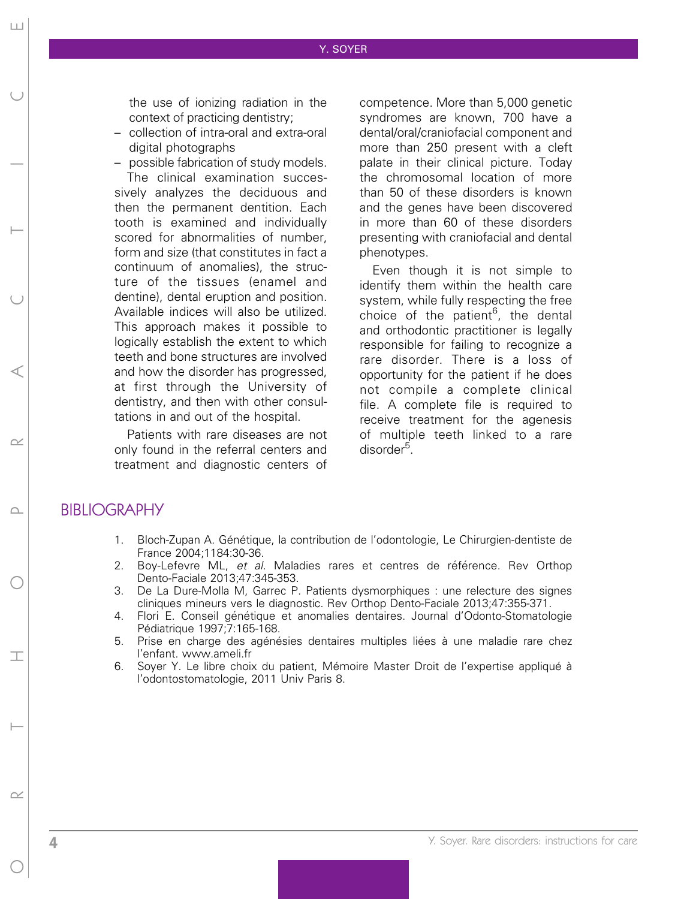the use of ionizing radiation in the context of practicing dentistry;
- collection of intra-oral and extra-oral digital photographs
- possible fabrication of study models.

The clinical examination successively analyzes the deciduous and then the permanent dentition. Each tooth is examined and individually scored for abnormalities of number, form and size (that constitutes in fact a continuum of anomalies), the structure of the tissues (enamel and dentine), dental eruption and position. Available indices will also be utilized. This approach makes it possible to logically establish the extent to which teeth and bone structures are involved and how the disorder has progressed, at first through the University of dentistry, and then with other consultations in and out of the hospital.

Patients with rare diseases are not only found in the referral centers and treatment and diagnostic centers of competence. More than 5,000 genetic syndromes are known, 700 have a dental/oral/craniofacial component and more than 250 present with a cleft palate in their clinical picture. Today the chromosomal location of more than 50 of these disorders is known and the genes have been discovered in more than 60 of these disorders presenting with craniofacial and dental phenotypes.

Even though it is not simple to identify them within the health care system, while fully respecting the free choice of the patient[6], the dental and orthodontic practitioner is legally responsible for failing to recognize a rare disorder. There is a loss of opportunity for the patient if he does not compile a complete clinical file. A complete file is required to receive treatment for the agenesis of multiple teeth linked to a rare disorder[5].

## BIBLIOGRAPHY

1. Bloch-Zupan A. Génétique, la contribution de l'odontologie, Le Chirurgien-dentiste de France 2004;1184:30-36.
2. Boy-Lefevre ML, *et al.* Maladies rares et centres de référence. Rev Orthop Dento-Faciale 2013;47:345-353.
3. De La Dure-Molla M, Garrec P. Patients dysmorphiques : une relecture des signes cliniques mineurs vers le diagnostic. Rev Orthop Dento-Faciale 2013;47:355-371.
4. Flori E. Conseil génétique et anomalies dentaires. Journal d'Odonto-Stomatologie Pédiatrique 1997;7:165-168.
5. Prise en charge des agénésies dentaires multiples liées à une maladie rare chez l'enfant. www.ameli.fr
6. Soyer Y. Le libre choix du patient, Mémoire Master Droit de l'expertise appliqué à l'odontostomatologie, 2011 Univ Paris 8.